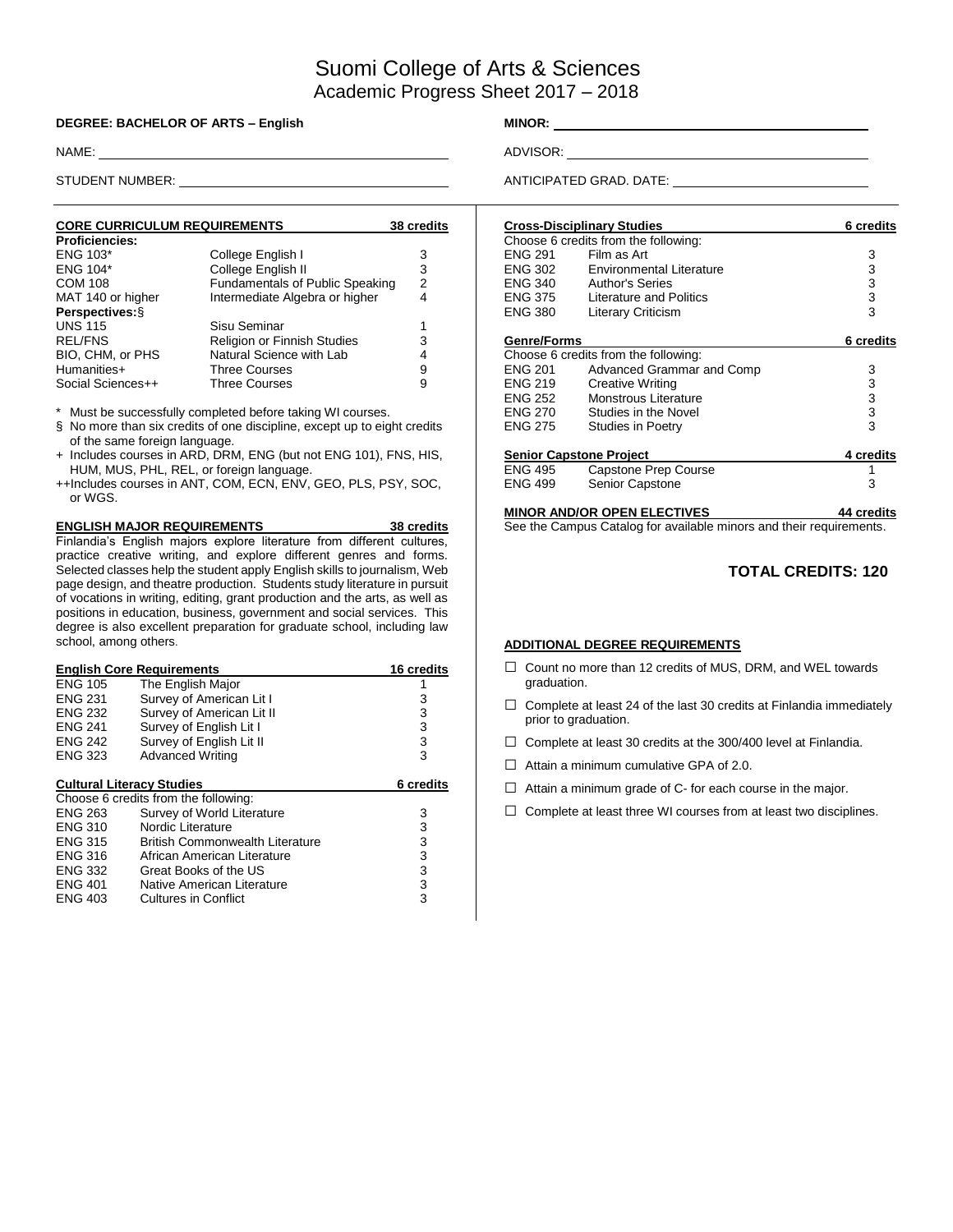# Suomi College of Arts & Sciences
## Academic Progress Sheet 2017 – 2018

**DEGREE: BACHELOR OF ARTS – English**

NAME: ______________________

STUDENT NUMBER: ______________________

**MINOR:** ______________________

ADVISOR: ______________________

ANTICIPATED GRAD. DATE: ______________________

| **CORE CURRICULUM REQUIREMENTS** | | **38 credits** |
|---|---|---|
| **Proficiencies:** | | |
| ENG 103* | College English I | 3 |
| ENG 104* | College English II | 3 |
| COM 108 | Fundamentals of Public Speaking | 2 |
| MAT 140 or higher | Intermediate Algebra or higher | 4 |
| **Perspectives:§** | | |
| UNS 115 | Sisu Seminar | 1 |
| REL/FNS | Religion or Finnish Studies | 3 |
| BIO, CHM, or PHS | Natural Science with Lab | 4 |
| Humanities+ | Three Courses | 9 |
| Social Sciences++ | Three Courses | 9 |

\* Must be successfully completed before taking WI courses.

§ No more than six credits of one discipline, except up to eight credits of the same foreign language.

\+ Includes courses in ARD, DRM, ENG (but not ENG 101), FNS, HIS, HUM, MUS, PHL, REL, or foreign language.

++Includes courses in ANT, COM, ECN, ENV, GEO, PLS, PSY, SOC, or WGS.

**ENGLISH MAJOR REQUIREMENTS** **38 credits**

Finlandia's English majors explore literature from different cultures, practice creative writing, and explore different genres and forms. Selected classes help the student apply English skills to journalism, Web page design, and theatre production. Students study literature in pursuit of vocations in writing, editing, grant production and the arts, as well as positions in education, business, government and social services. This degree is also excellent preparation for graduate school, including law school, among others.

| **English Core Requirements** | | **16 credits** |
|---|---|---|
| ENG 105 | The English Major | 1 |
| ENG 231 | Survey of American Lit I | 3 |
| ENG 232 | Survey of American Lit II | 3 |
| ENG 241 | Survey of English Lit I | 3 |
| ENG 242 | Survey of English Lit II | 3 |
| ENG 323 | Advanced Writing | 3 |

| **Cultural Literacy Studies** | | **6 credits** |
|---|---|---|
| Choose 6 credits from the following: | | |
| ENG 263 | Survey of World Literature | 3 |
| ENG 310 | Nordic Literature | 3 |
| ENG 315 | British Commonwealth Literature | 3 |
| ENG 316 | African American Literature | 3 |
| ENG 332 | Great Books of the US | 3 |
| ENG 401 | Native American Literature | 3 |
| ENG 403 | Cultures in Conflict | 3 |

| **Cross-Disciplinary Studies** | | **6 credits** |
|---|---|---|
| Choose 6 credits from the following: | | |
| ENG 291 | Film as Art | 3 |
| ENG 302 | Environmental Literature | 3 |
| ENG 340 | Author's Series | 3 |
| ENG 375 | Literature and Politics | 3 |
| ENG 380 | Literary Criticism | 3 |

| **Genre/Forms** | | **6 credits** |
|---|---|---|
| Choose 6 credits from the following: | | |
| ENG 201 | Advanced Grammar and Comp | 3 |
| ENG 219 | Creative Writing | 3 |
| ENG 252 | Monstrous Literature | 3 |
| ENG 270 | Studies in the Novel | 3 |
| ENG 275 | Studies in Poetry | 3 |

| **Senior Capstone Project** | | **4 credits** |
|---|---|---|
| ENG 495 | Capstone Prep Course | 1 |
| ENG 499 | Senior Capstone | 3 |

**MINOR AND/OR OPEN ELECTIVES** **44 credits**

See the Campus Catalog for available minors and their requirements.

**TOTAL CREDITS: 120**

**ADDITIONAL DEGREE REQUIREMENTS**

- ☐ Count no more than 12 credits of MUS, DRM, and WEL towards graduation.
- ☐ Complete at least 24 of the last 30 credits at Finlandia immediately prior to graduation.
- ☐ Complete at least 30 credits at the 300/400 level at Finlandia.
- ☐ Attain a minimum cumulative GPA of 2.0.
- ☐ Attain a minimum grade of C- for each course in the major.
- ☐ Complete at least three WI courses from at least two disciplines.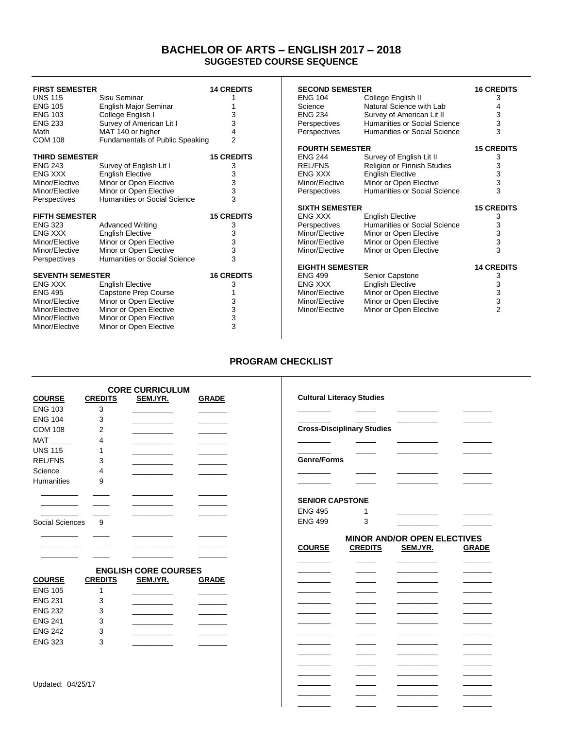# BACHELOR OF ARTS – ENGLISH 2017 – 2018

## SUGGESTED COURSE SEQUENCE

| FIRST SEMESTER | | 14 CREDITS |
|---|---|---|
| UNS 115 | Sisu Seminar | 1 |
| ENG 105 | English Major Seminar | 1 |
| ENG 103 | College English I | 3 |
| ENG 233 | Survey of American Lit I | 3 |
| Math | MAT 140 or higher | 4 |
| COM 108 | Fundamentals of Public Speaking | 2 |

| SECOND SEMESTER | | 16 CREDITS |
|---|---|---|
| ENG 104 | College English II | 3 |
| Science | Natural Science with Lab | 4 |
| ENG 234 | Survey of American Lit II | 3 |
| Perspectives | Humanities or Social Science | 3 |
| Perspectives | Humanities or Social Science | 3 |

| THIRD SEMESTER | | 15 CREDITS |
|---|---|---|
| ENG 243 | Survey of English Lit I | 3 |
| ENG XXX | English Elective | 3 |
| Minor/Elective | Minor or Open Elective | 3 |
| Minor/Elective | Minor or Open Elective | 3 |
| Perspectives | Humanities or Social Science | 3 |

| FOURTH SEMESTER | | 15 CREDITS |
|---|---|---|
| ENG 244 | Survey of English Lit II | 3 |
| REL/FNS | Religion or Finnish Studies | 3 |
| ENG XXX | English Elective | 3 |
| Minor/Elective | Minor or Open Elective | 3 |
| Perspectives | Humanities or Social Science | 3 |

| FIFTH SEMESTER | | 15 CREDITS |
|---|---|---|
| ENG 323 | Advanced Writing | 3 |
| ENG XXX | English Elective | 3 |
| Minor/Elective | Minor or Open Elective | 3 |
| Minor/Elective | Minor or Open Elective | 3 |
| Perspectives | Humanities or Social Science | 3 |

| SIXTH SEMESTER | | 15 CREDITS |
|---|---|---|
| ENG XXX | English Elective | 3 |
| Perspectives | Humanities or Social Science | 3 |
| Minor/Elective | Minor or Open Elective | 3 |
| Minor/Elective | Minor or Open Elective | 3 |
| Minor/Elective | Minor or Open Elective | 3 |

| SEVENTH SEMESTER | | 16 CREDITS |
|---|---|---|
| ENG XXX | English Elective | 3 |
| ENG 495 | Capstone Prep Course | 1 |
| Minor/Elective | Minor or Open Elective | 3 |
| Minor/Elective | Minor or Open Elective | 3 |
| Minor/Elective | Minor or Open Elective | 3 |
| Minor/Elective | Minor or Open Elective | 3 |

| EIGHTH SEMESTER | | 14 CREDITS |
|---|---|---|
| ENG 499 | Senior Capstone | 3 |
| ENG XXX | English Elective | 3 |
| Minor/Elective | Minor or Open Elective | 3 |
| Minor/Elective | Minor or Open Elective | 3 |
| Minor/Elective | Minor or Open Elective | 2 |

## PROGRAM CHECKLIST

### CORE CURRICULUM

| COURSE | CREDITS | SEM./YR. | GRADE |
|---|---|---|---|
| ENG 103 | 3 | | |
| ENG 104 | 3 | | |
| COM 108 | 2 | | |
| MAT _____ | 4 | | |
| UNS 115 | 1 | | |
| REL/FNS | 3 | | |
| Science | 4 | | |
| Humanities | 9 | | |
| | | | |
| | | | |
| | | | |
| Social Sciences | 9 | | |
| | | | |
| | | | |
| | | | |

### ENGLISH CORE COURSES

| COURSE | CREDITS | SEM./YR. | GRADE |
|---|---|---|---|
| ENG 105 | 1 | | |
| ENG 231 | 3 | | |
| ENG 232 | 3 | | |
| ENG 241 | 3 | | |
| ENG 242 | 3 | | |
| ENG 323 | 3 | | |

**Cultural Literacy Studies**

| | | | |
|---|---|---|---|
| | | | |
| | | | |

**Cross-Disciplinary Studies**

| | | | |
|---|---|---|---|
| | | | |
| | | | |

**Genre/Forms**

| | | | |
|---|---|---|---|
| | | | |
| | | | |

**SENIOR CAPSTONE**

| | | | |
|---|---|---|---|
| ENG 495 | 1 | | |
| ENG 499 | 3 | | |

### MINOR AND/OR OPEN ELECTIVES

| COURSE | CREDITS | SEM./YR. | GRADE |
|---|---|---|---|
| | | | |
| | | | |
| | | | |
| | | | |
| | | | |
| | | | |
| | | | |
| | | | |
| | | | |
| | | | |
| | | | |
| | | | |
| | | | |
| | | | |

Updated: 04/25/17